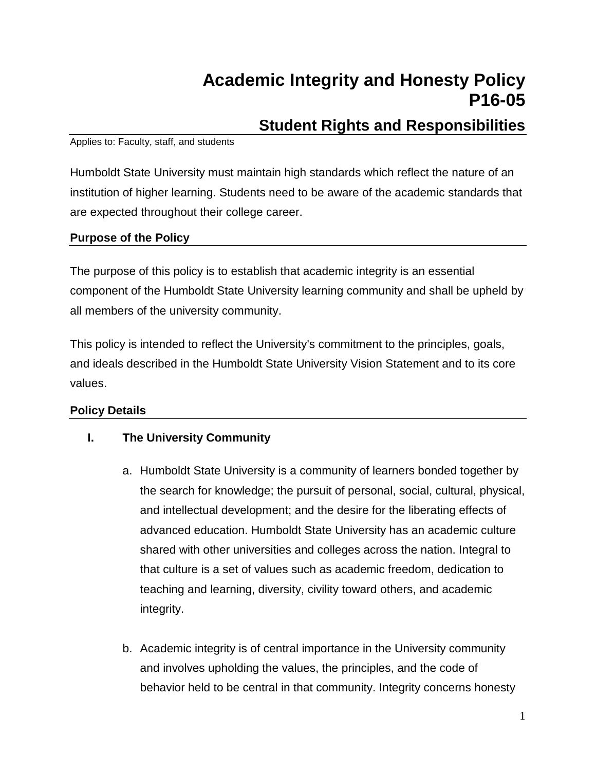# Academic Integrity and Honesty Policy P16-05

## Student Rights and Responsibilities

Applies to: Faculty, staff, and students

Humboldt State University must maintain high standards which reflect the nature of an institution of higher learning. Students need to be aware of the academic standards that are expected throughout their college career.

### Purpose of the Policy

The purpose of this policy is to establish that academic integrity is an essential component of the Humboldt State University learning community and shall be upheld by all members of the university community.

This policy is intended to reflect the University's commitment to the principles, goals, and ideals described in the Humboldt State University Vision Statement and to its core values.

### Policy Details

**I. The University Community**

a. Humboldt State University is a community of learners bonded together by the search for knowledge; the pursuit of personal, social, cultural, physical, and intellectual development; and the desire for the liberating effects of advanced education. Humboldt State University has an academic culture shared with other universities and colleges across the nation. Integral to that culture is a set of values such as academic freedom, dedication to teaching and learning, diversity, civility toward others, and academic integrity.

b. Academic integrity is of central importance in the University community and involves upholding the values, the principles, and the code of behavior held to be central in that community. Integrity concerns honesty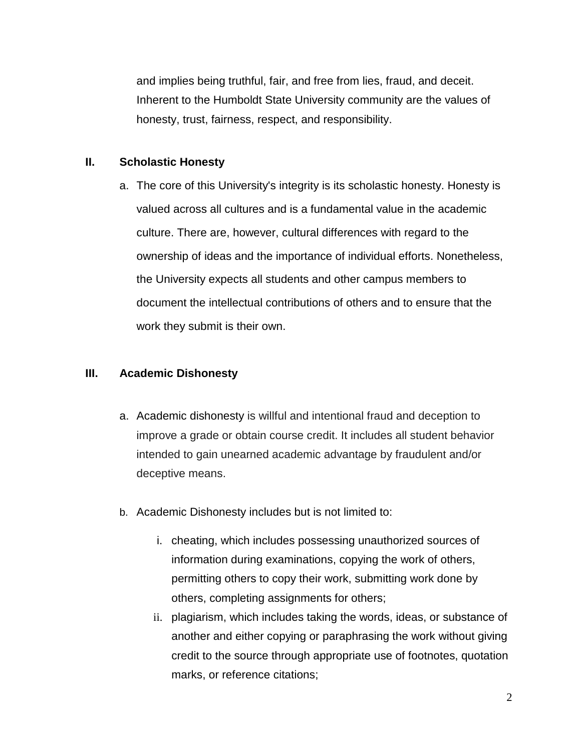and implies being truthful, fair, and free from lies, fraud, and deceit. Inherent to the Humboldt State University community are the values of honesty, trust, fairness, respect, and responsibility.

## II. Scholastic Honesty

a. The core of this University's integrity is its scholastic honesty. Honesty is valued across all cultures and is a fundamental value in the academic culture. There are, however, cultural differences with regard to the ownership of ideas and the importance of individual efforts. Nonetheless, the University expects all students and other campus members to document the intellectual contributions of others and to ensure that the work they submit is their own.

## III. Academic Dishonesty

a. Academic dishonesty is willful and intentional fraud and deception to improve a grade or obtain course credit. It includes all student behavior intended to gain unearned academic advantage by fraudulent and/or deceptive means.

b. Academic Dishonesty includes but is not limited to:

   i. cheating, which includes possessing unauthorized sources of information during examinations, copying the work of others, permitting others to copy their work, submitting work done by others, completing assignments for others;

   ii. plagiarism, which includes taking the words, ideas, or substance of another and either copying or paraphrasing the work without giving credit to the source through appropriate use of footnotes, quotation marks, or reference citations;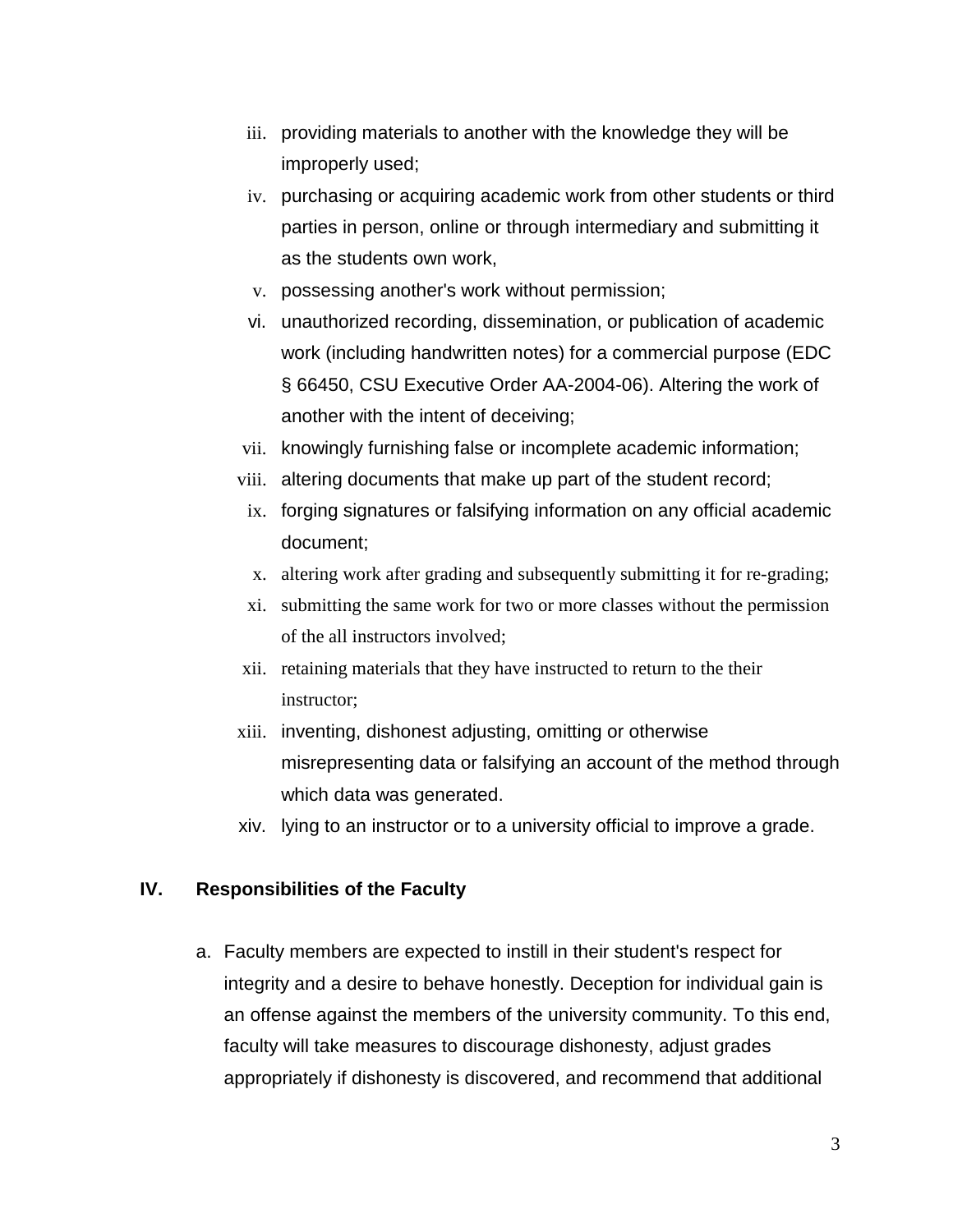iii. providing materials to another with the knowledge they will be improperly used;
iv. purchasing or acquiring academic work from other students or third parties in person, online or through intermediary and submitting it as the students own work,
v. possessing another's work without permission;
vi. unauthorized recording, dissemination, or publication of academic work (including handwritten notes) for a commercial purpose (EDC § 66450, CSU Executive Order AA-2004-06). Altering the work of another with the intent of deceiving;
vii. knowingly furnishing false or incomplete academic information;
viii. altering documents that make up part of the student record;
ix. forging signatures or falsifying information on any official academic document;
x. altering work after grading and subsequently submitting it for re-grading;
xi. submitting the same work for two or more classes without the permission of the all instructors involved;
xii. retaining materials that they have instructed to return to the their instructor;
xiii. inventing, dishonest adjusting, omitting or otherwise misrepresenting data or falsifying an account of the method through which data was generated.
xiv. lying to an instructor or to a university official to improve a grade.

## IV. Responsibilities of the Faculty

a. Faculty members are expected to instill in their student's respect for integrity and a desire to behave honestly. Deception for individual gain is an offense against the members of the university community. To this end, faculty will take measures to discourage dishonesty, adjust grades appropriately if dishonesty is discovered, and recommend that additional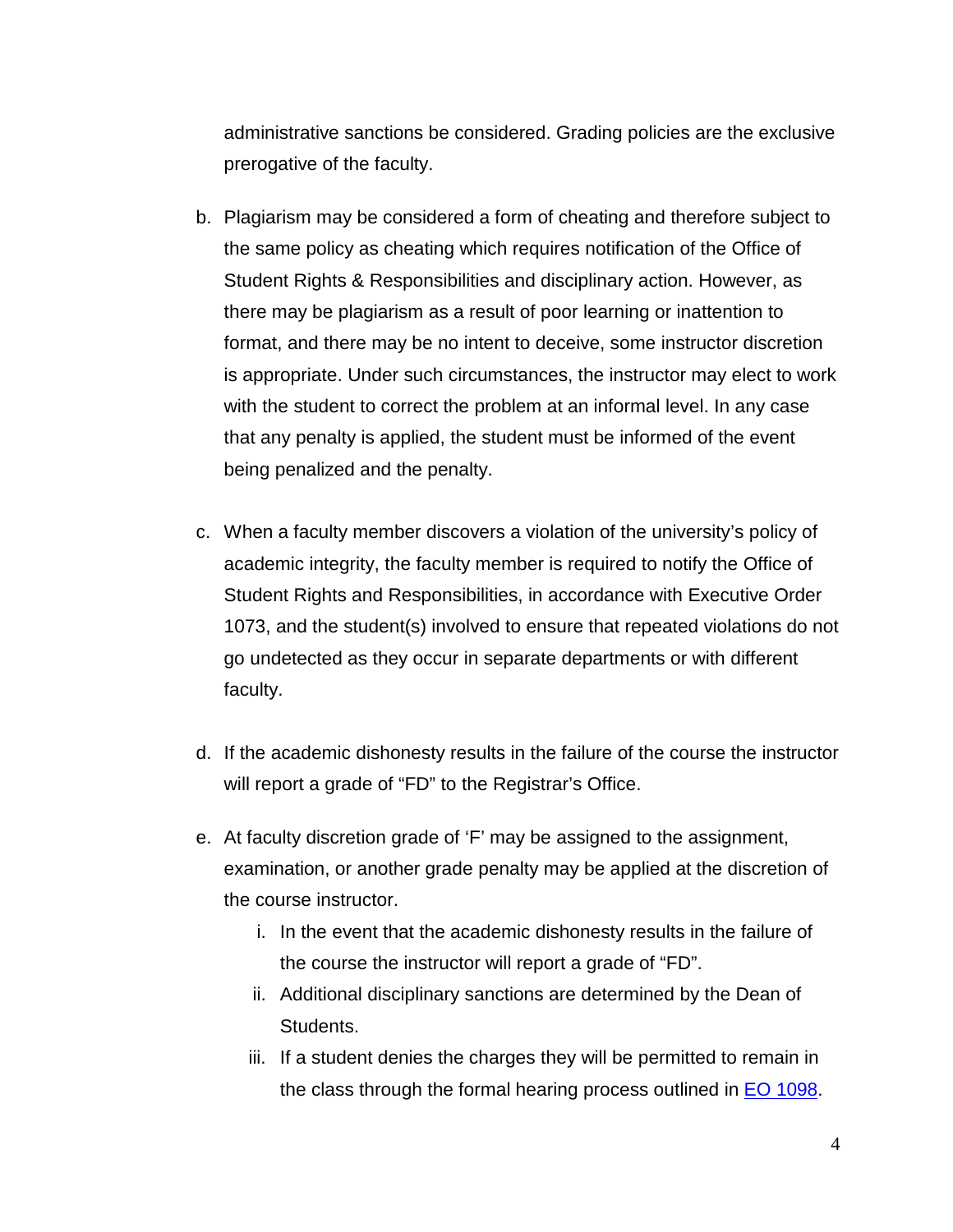administrative sanctions be considered. Grading policies are the exclusive prerogative of the faculty.

b. Plagiarism may be considered a form of cheating and therefore subject to the same policy as cheating which requires notification of the Office of Student Rights & Responsibilities and disciplinary action. However, as there may be plagiarism as a result of poor learning or inattention to format, and there may be no intent to deceive, some instructor discretion is appropriate. Under such circumstances, the instructor may elect to work with the student to correct the problem at an informal level. In any case that any penalty is applied, the student must be informed of the event being penalized and the penalty.

c. When a faculty member discovers a violation of the university's policy of academic integrity, the faculty member is required to notify the Office of Student Rights and Responsibilities, in accordance with Executive Order 1073, and the student(s) involved to ensure that repeated violations do not go undetected as they occur in separate departments or with different faculty.

d. If the academic dishonesty results in the failure of the course the instructor will report a grade of "FD" to the Registrar's Office.

e. At faculty discretion grade of 'F' may be assigned to the assignment, examination, or another grade penalty may be applied at the discretion of the course instructor.
   i. In the event that the academic dishonesty results in the failure of the course the instructor will report a grade of "FD".
   ii. Additional disciplinary sanctions are determined by the Dean of Students.
   iii. If a student denies the charges they will be permitted to remain in the class through the formal hearing process outlined in [EO 1098](EO 1098).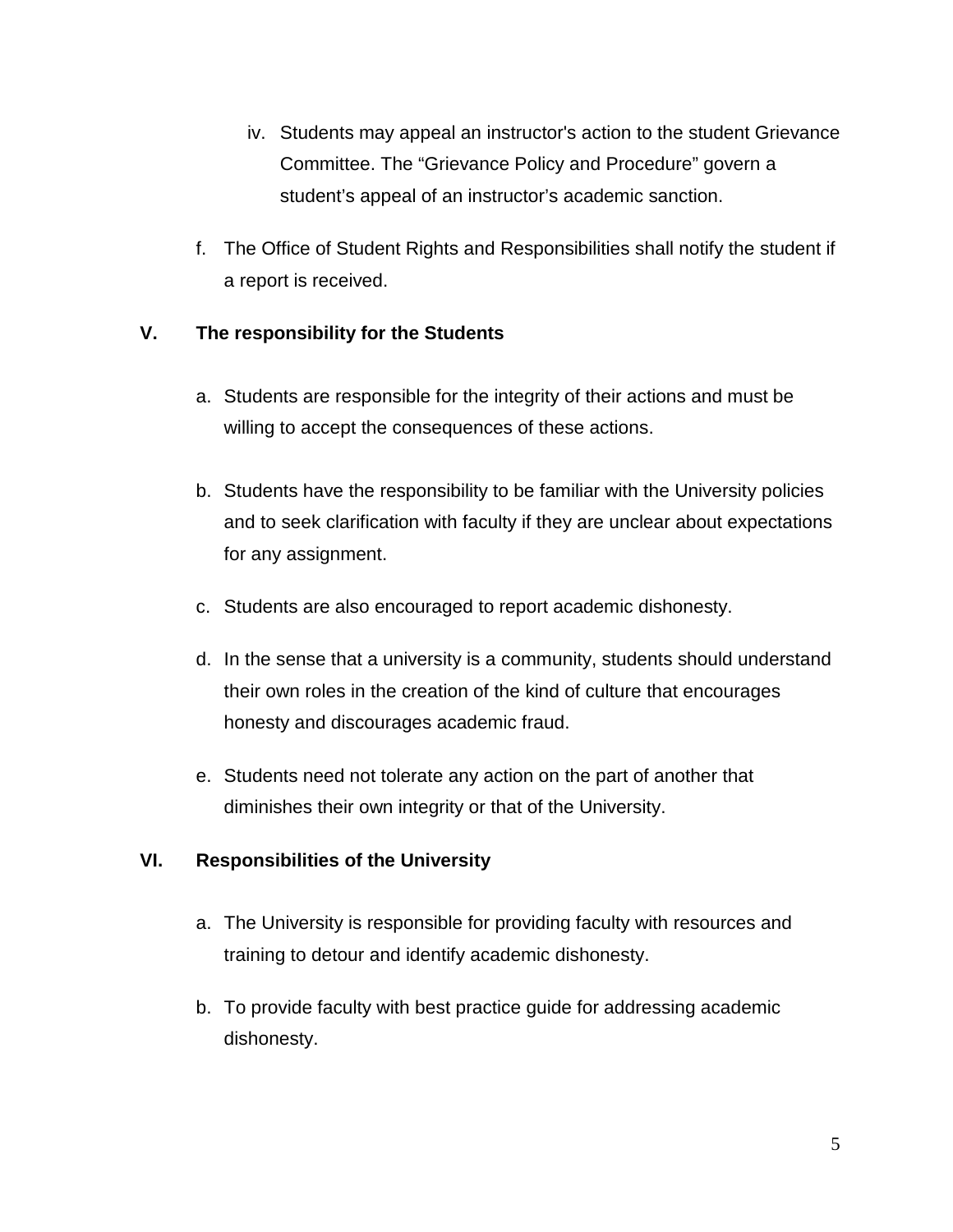iv. Students may appeal an instructor's action to the student Grievance Committee. The "Grievance Policy and Procedure" govern a student's appeal of an instructor's academic sanction.

f. The Office of Student Rights and Responsibilities shall notify the student if a report is received.

## V. The responsibility for the Students

a. Students are responsible for the integrity of their actions and must be willing to accept the consequences of these actions.

b. Students have the responsibility to be familiar with the University policies and to seek clarification with faculty if they are unclear about expectations for any assignment.

c. Students are also encouraged to report academic dishonesty.

d. In the sense that a university is a community, students should understand their own roles in the creation of the kind of culture that encourages honesty and discourages academic fraud.

e. Students need not tolerate any action on the part of another that diminishes their own integrity or that of the University.

## VI. Responsibilities of the University

a. The University is responsible for providing faculty with resources and training to detour and identify academic dishonesty.

b. To provide faculty with best practice guide for addressing academic dishonesty.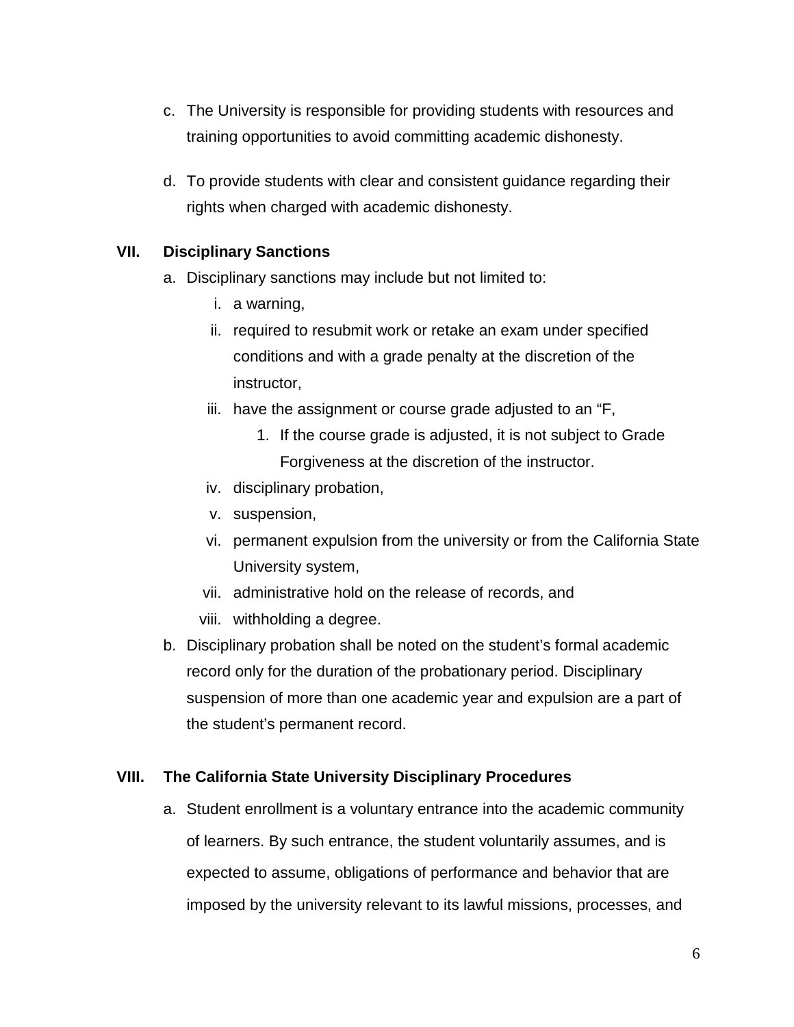c. The University is responsible for providing students with resources and training opportunities to avoid committing academic dishonesty.

d. To provide students with clear and consistent guidance regarding their rights when charged with academic dishonesty.

## VII. Disciplinary Sanctions

a. Disciplinary sanctions may include but not limited to:
   i. a warning,
   ii. required to resubmit work or retake an exam under specified conditions and with a grade penalty at the discretion of the instructor,
   iii. have the assignment or course grade adjusted to an "F,
      1. If the course grade is adjusted, it is not subject to Grade Forgiveness at the discretion of the instructor.
   iv. disciplinary probation,
   v. suspension,
   vi. permanent expulsion from the university or from the California State University system,
   vii. administrative hold on the release of records, and
   viii. withholding a degree.

b. Disciplinary probation shall be noted on the student's formal academic record only for the duration of the probationary period. Disciplinary suspension of more than one academic year and expulsion are a part of the student's permanent record.

## VIII. The California State University Disciplinary Procedures

a. Student enrollment is a voluntary entrance into the academic community of learners. By such entrance, the student voluntarily assumes, and is expected to assume, obligations of performance and behavior that are imposed by the university relevant to its lawful missions, processes, and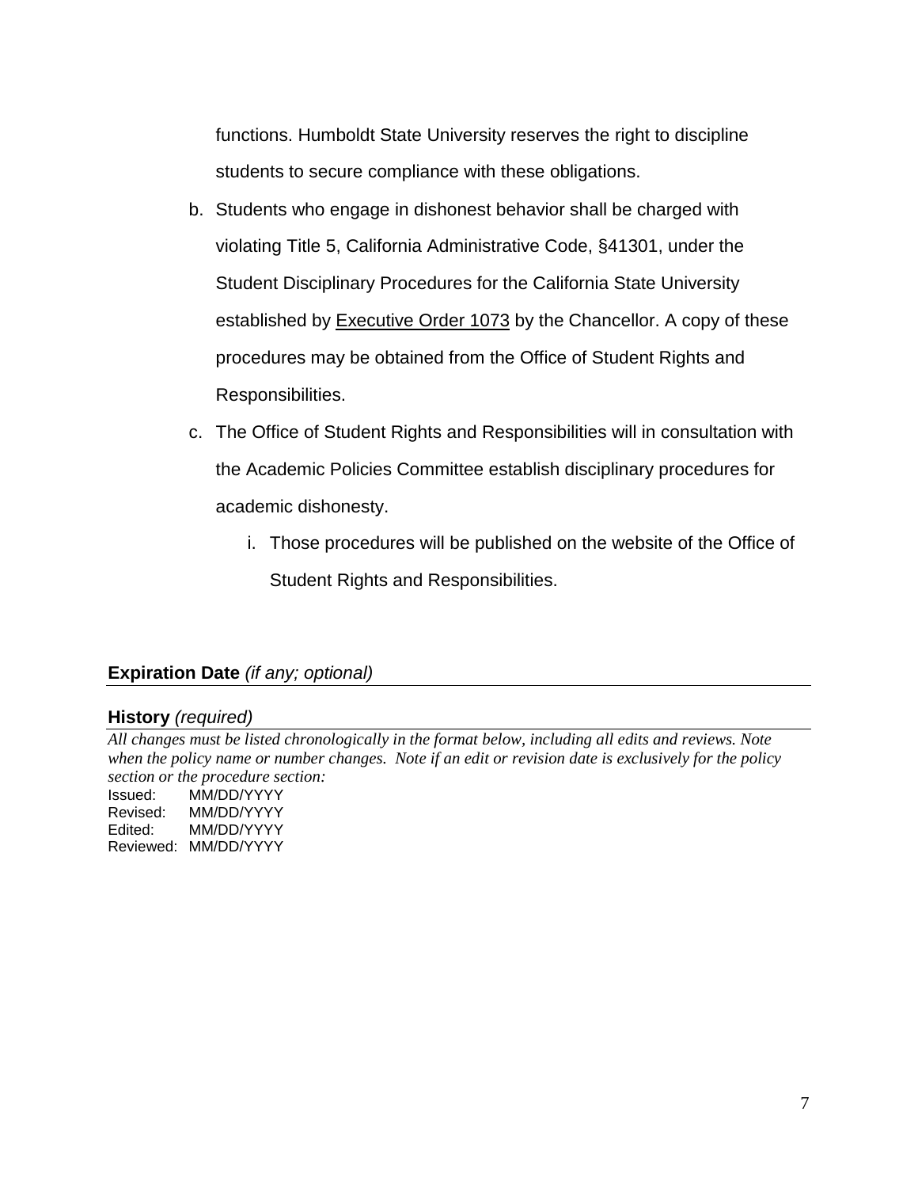functions. Humboldt State University reserves the right to discipline students to secure compliance with these obligations.

b. Students who engage in dishonest behavior shall be charged with violating Title 5, California Administrative Code, §41301, under the Student Disciplinary Procedures for the California State University established by Executive Order 1073 by the Chancellor. A copy of these procedures may be obtained from the Office of Student Rights and Responsibilities.
c. The Office of Student Rights and Responsibilities will in consultation with the Academic Policies Committee establish disciplinary procedures for academic dishonesty.
    i. Those procedures will be published on the website of the Office of Student Rights and Responsibilities.

## **Expiration Date** *(if any; optional)*

## **History** *(required)*

*All changes must be listed chronologically in the format below, including all edits and reviews. Note when the policy name or number changes. Note if an edit or revision date is exclusively for the policy section or the procedure section:*

Issued: MM/DD/YYYY
Revised: MM/DD/YYYY
Edited: MM/DD/YYYY
Reviewed: MM/DD/YYYY